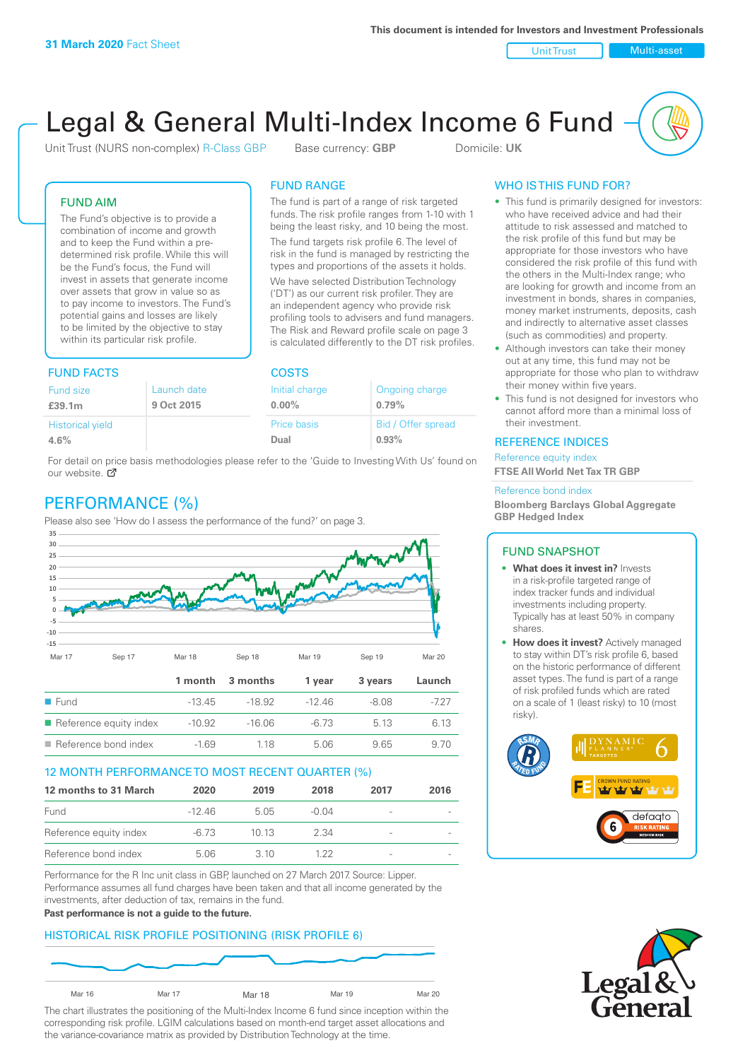**31 March 2020** Fact Sheet

This document is intended for Investors and Investment Professionals

Unit Trust | Multi-asset

# Legal & General Multi-Index Income 6 Fund

Unit Trust (NURS non-complex) R-Class GBP  Base currency: **GBP**  Domicile: **UK**

## FUND AIM

The Fund's objective is to provide a combination of income and growth and to keep the Fund within a pre-determined risk profile. While this will be the Fund's focus, the Fund will invest in assets that generate income over assets that grow in value so as to pay income to investors. The Fund's potential gains and losses are likely to be limited by the objective to stay within its particular risk profile.

## FUND RANGE

The fund is part of a range of risk targeted funds. The risk profile ranges from 1-10 with 1 being the least risky, and 10 being the most.

The fund targets risk profile 6. The level of risk in the fund is managed by restricting the types and proportions of the assets it holds.

We have selected Distribution Technology ('DT') as our current risk profiler. They are an independent agency who provide risk profiling tools to advisers and fund managers. The Risk and Reward profile scale on page 3 is calculated differently to the DT risk profiles.

## FUND FACTS

| Fund size | Launch date |
|---|---|
| **£39.1m** | **9 Oct 2015** |
| Historical yield | |
| **4.6%** | |

## COSTS

| Initial charge | Ongoing charge |
|---|---|
| **0.00%** | **0.79%** |
| Price basis | Bid / Offer spread |
| **Dual** | **0.93%** |

For detail on price basis methodologies please refer to the 'Guide to Investing With Us' found on our website.

## PERFORMANCE (%)

Please also see 'How do I assess the performance of the fund?' on page 3.

| | 1 month | 3 months | 1 year | 3 years | Launch |
|---|---|---|---|---|---|
| Fund | -13.45 | -18.92 | -12.46 | -8.08 | -7.27 |
| Reference equity index | -10.92 | -16.06 | -6.73 | 5.13 | 6.13 |
| Reference bond index | -1.69 | 1.18 | 5.06 | 9.65 | 9.70 |

## 12 MONTH PERFORMANCE TO MOST RECENT QUARTER (%)

| 12 months to 31 March | 2020 | 2019 | 2018 | 2017 | 2016 |
|---|---|---|---|---|---|
| Fund | -12.46 | 5.05 | -0.04 | - | - |
| Reference equity index | -6.73 | 10.13 | 2.34 | - | - |
| Reference bond index | 5.06 | 3.10 | 1.22 | - | - |

Performance for the R Inc unit class in GBP, launched on 27 March 2017. Source: Lipper. Performance assumes all fund charges have been taken and that all income generated by the investments, after deduction of tax, remains in the fund.

**Past performance is not a guide to the future.**

## HISTORICAL RISK PROFILE POSITIONING (RISK PROFILE 6)

The chart illustrates the positioning of the Multi-Index Income 6 fund since inception within the corresponding risk profile. LGIM calculations based on month-end target asset allocations and the variance-covariance matrix as provided by Distribution Technology at the time.

## WHO IS THIS FUND FOR?

- This fund is primarily designed for investors: who have received advice and had their attitude to risk assessed and matched to the risk profile of this fund but may be appropriate for those investors who have considered the risk profile of this fund with the others in the Multi-Index range; who are looking for growth and income from an investment in bonds, shares in companies, money market instruments, deposits, cash and indirectly to alternative asset classes (such as commodities) and property.
- Although investors can take their money out at any time, this fund may not be appropriate for those who plan to withdraw their money within five years.
- This fund is not designed for investors who cannot afford more than a minimal loss of their investment.

## REFERENCE INDICES

Reference equity index
**FTSE All World Net Tax TR GBP**

Reference bond index
**Bloomberg Barclays Global Aggregate GBP Hedged Index**

## FUND SNAPSHOT

- **What does it invest in?** Invests in a risk-profile targeted range of index tracker funds and individual investments including property. Typically has at least 50% in company shares.
- **How does it invest?** Actively managed to stay within DT's risk profile 6, based on the historic performance of different asset types. The fund is part of a range of risk profiled funds which are rated on a scale of 1 (least risky) to 10 (most risky).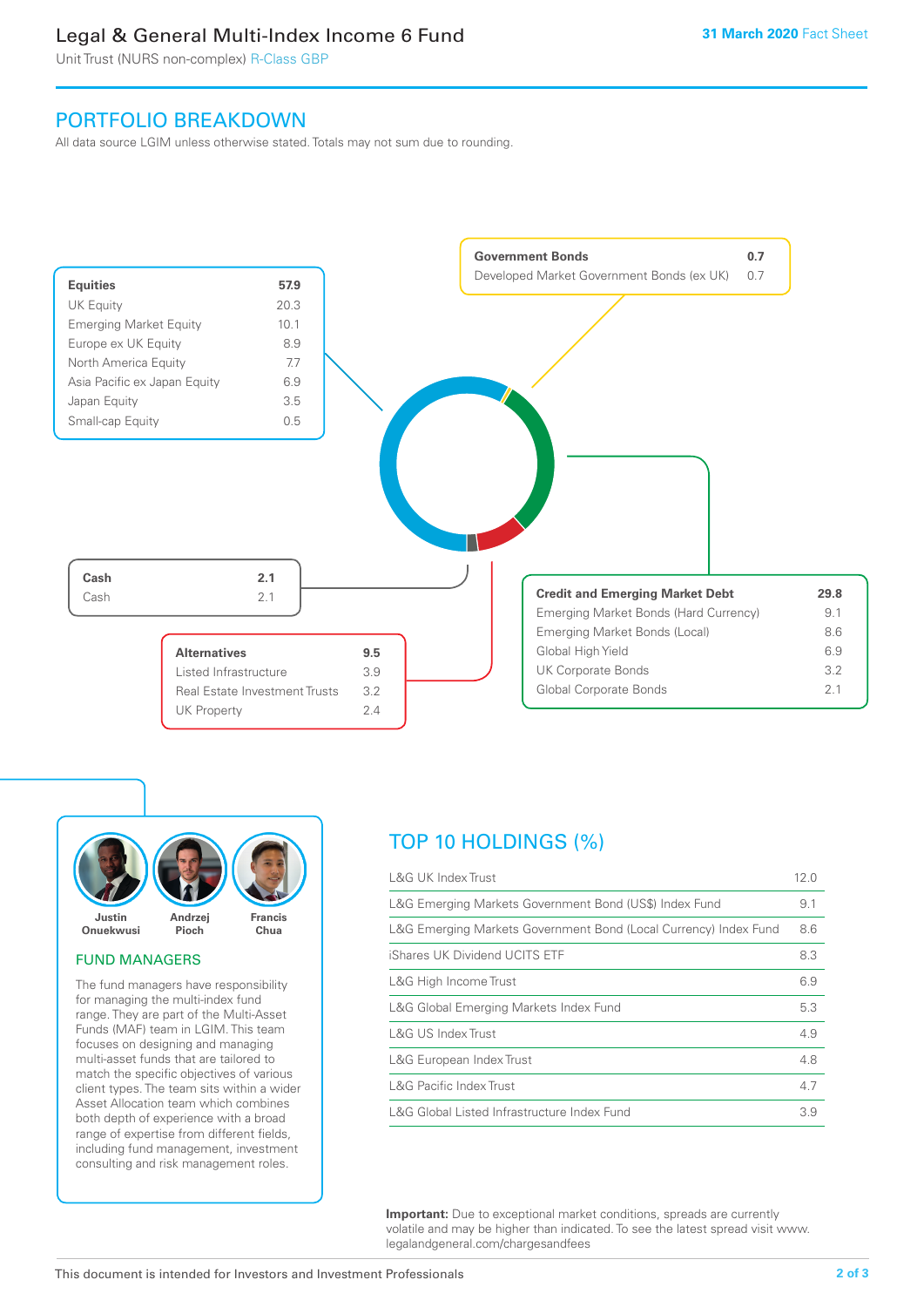# Legal & General Multi-Index Income 6 Fund

Unit Trust (NURS non-complex) R-Class GBP

31 March 2020 Fact Sheet

## PORTFOLIO BREAKDOWN

All data source LGIM unless otherwise stated. Totals may not sum due to rounding.

| Equities | 57.9 |
|---|---|
| UK Equity | 20.3 |
| Emerging Market Equity | 10.1 |
| Europe ex UK Equity | 8.9 |
| North America Equity | 7.7 |
| Asia Pacific ex Japan Equity | 6.9 |
| Japan Equity | 3.5 |
| Small-cap Equity | 0.5 |

| Government Bonds | 0.7 |
|---|---|
| Developed Market Government Bonds (ex UK) | 0.7 |

| Cash | 2.1 |
|---|---|
| Cash | 2.1 |

| Alternatives | 9.5 |
|---|---|
| Listed Infrastructure | 3.9 |
| Real Estate Investment Trusts | 3.2 |
| UK Property | 2.4 |

| Credit and Emerging Market Debt | 29.8 |
|---|---|
| Emerging Market Bonds (Hard Currency) | 9.1 |
| Emerging Market Bonds (Local) | 8.6 |
| Global High Yield | 6.9 |
| UK Corporate Bonds | 3.2 |
| Global Corporate Bonds | 2.1 |

Justin Onuekwusi, Andrzej Pioch, Francis Chua

### FUND MANAGERS

The fund managers have responsibility for managing the multi-index fund range. They are part of the Multi-Asset Funds (MAF) team in LGIM. This team focuses on designing and managing multi-asset funds that are tailored to match the specific objectives of various client types. The team sits within a wider Asset Allocation team which combines both depth of experience with a broad range of expertise from different fields, including fund management, investment consulting and risk management roles.

## TOP 10 HOLDINGS (%)

| Holding | % |
|---|---|
| L&G UK Index Trust | 12.0 |
| L&G Emerging Markets Government Bond (US$) Index Fund | 9.1 |
| L&G Emerging Markets Government Bond (Local Currency) Index Fund | 8.6 |
| iShares UK Dividend UCITS ETF | 8.3 |
| L&G High Income Trust | 6.9 |
| L&G Global Emerging Markets Index Fund | 5.3 |
| L&G US Index Trust | 4.9 |
| L&G European Index Trust | 4.8 |
| L&G Pacific Index Trust | 4.7 |
| L&G Global Listed Infrastructure Index Fund | 3.9 |

**Important:** Due to exceptional market conditions, spreads are currently volatile and may be higher than indicated. To see the latest spread visit www.legalandgeneral.com/chargesandfees

This document is intended for Investors and Investment Professionals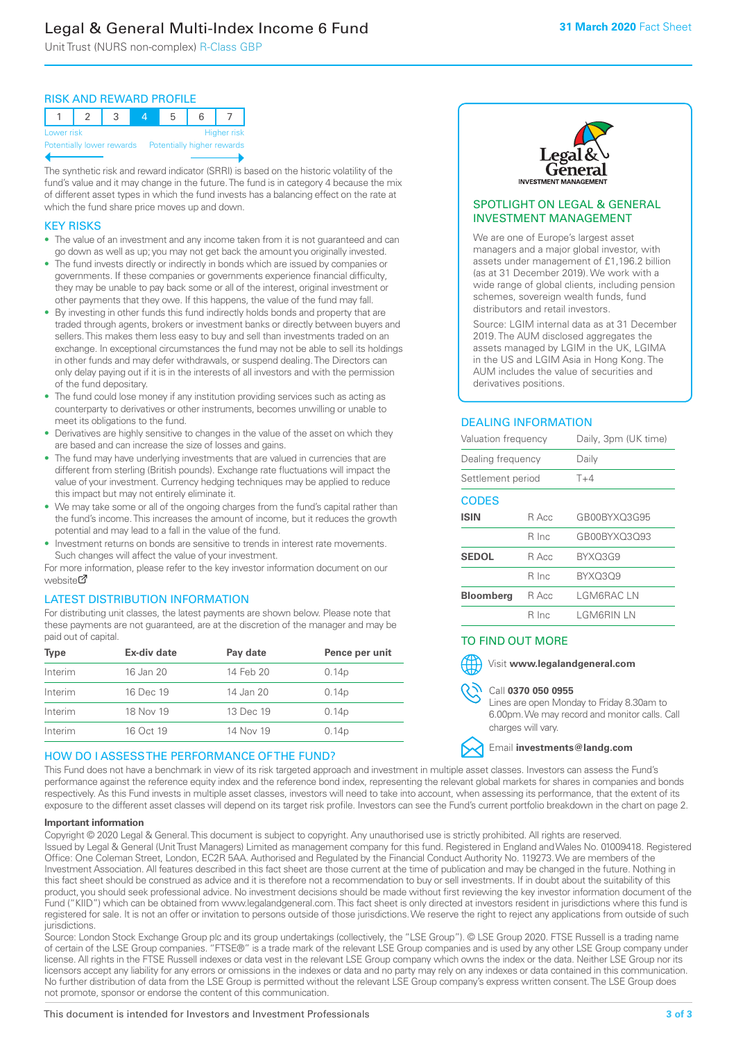# Legal & General Multi-Index Income 6 Fund

Unit Trust (NURS non-complex) R-Class GBP

**31 March 2020** Fact Sheet

## RISK AND REWARD PROFILE

| 1 | 2 | 3 | 4 | 5 | 6 | 7 |
|---|---|---|---|---|---|---|

Lower risk — Higher risk

Potentially lower rewards — Potentially higher rewards

The synthetic risk and reward indicator (SRRI) is based on the historic volatility of the fund's value and it may change in the future. The fund is in category 4 because the mix of different asset types in which the fund invests has a balancing effect on the rate at which the fund share price moves up and down.

## KEY RISKS

- The value of an investment and any income taken from it is not guaranteed and can go down as well as up; you may not get back the amount you originally invested.
- The fund invests directly or indirectly in bonds which are issued by companies or governments. If these companies or governments experience financial difficulty, they may be unable to pay back some or all of the interest, original investment or other payments that they owe. If this happens, the value of the fund may fall.
- By investing in other funds this fund indirectly holds bonds and property that are traded through agents, brokers or investment banks or directly between buyers and sellers. This makes them less easy to buy and sell than investments traded on an exchange. In exceptional circumstances the fund may not be able to sell its holdings in other funds and may defer withdrawals, or suspend dealing. The Directors can only delay paying out if it is in the interests of all investors and with the permission of the fund depositary.
- The fund could lose money if any institution providing services such as acting as counterparty to derivatives or other instruments, becomes unwilling or unable to meet its obligations to the fund.
- Derivatives are highly sensitive to changes in the value of the asset on which they are based and can increase the size of losses and gains.
- The fund may have underlying investments that are valued in currencies that are different from sterling (British pounds). Exchange rate fluctuations will impact the value of your investment. Currency hedging techniques may be applied to reduce this impact but may not entirely eliminate it.
- We may take some or all of the ongoing charges from the fund's capital rather than the fund's income. This increases the amount of income, but it reduces the growth potential and may lead to a fall in the value of the fund.
- Investment returns on bonds are sensitive to trends in interest rate movements. Such changes will affect the value of your investment.

For more information, please refer to the key investor information document on our website

## LATEST DISTRIBUTION INFORMATION

For distributing unit classes, the latest payments are shown below. Please note that these payments are not guaranteed, are at the discretion of the manager and may be paid out of capital.

| Type | Ex-div date | Pay date | Pence per unit |
|---|---|---|---|
| Interim | 16 Jan 20 | 14 Feb 20 | 0.14p |
| Interim | 16 Dec 19 | 14 Jan 20 | 0.14p |
| Interim | 18 Nov 19 | 13 Dec 19 | 0.14p |
| Interim | 16 Oct 19 | 14 Nov 19 | 0.14p |

## SPOTLIGHT ON LEGAL & GENERAL INVESTMENT MANAGEMENT

We are one of Europe's largest asset managers and a major global investor, with assets under management of £1,196.2 billion (as at 31 December 2019). We work with a wide range of global clients, including pension schemes, sovereign wealth funds, fund distributors and retail investors.

Source: LGIM internal data as at 31 December 2019. The AUM disclosed aggregates the assets managed by LGIM in the UK, LGIMA in the US and LGIM Asia in Hong Kong. The AUM includes the value of securities and derivatives positions.

## DEALING INFORMATION

| | |
|---|---|
| Valuation frequency | Daily, 3pm (UK time) |
| Dealing frequency | Daily |
| Settlement period | T+4 |

## CODES

| | | |
|---|---|---|
| **ISIN** | R Acc | GB00BYXQ3G95 |
| | R Inc | GB00BYXQ3Q93 |
| **SEDOL** | R Acc | BYXQ3G9 |
| | R Inc | BYXQ3Q9 |
| **Bloomberg** | R Acc | LGM6RAC LN |
| | R Inc | LGM6RIN LN |

## TO FIND OUT MORE

Visit **www.legalandgeneral.com**

Call **0370 050 0955**
Lines are open Monday to Friday 8.30am to 6.00pm. We may record and monitor calls. Call charges will vary.

Email **investments@landg.com**

## HOW DO I ASSESS THE PERFORMANCE OF THE FUND?

This Fund does not have a benchmark in view of its risk targeted approach and investment in multiple asset classes. Investors can assess the Fund's performance against the reference equity index and the reference bond index, representing the relevant global markets for shares in companies and bonds respectively. As this Fund invests in multiple asset classes, investors will need to take into account, when assessing its performance, that the extent of its exposure to the different asset classes will depend on its target risk profile. Investors can see the Fund's current portfolio breakdown in the chart on page 2.

### Important information

Copyright © 2020 Legal & General. This document is subject to copyright. Any unauthorised use is strictly prohibited. All rights are reserved.
Issued by Legal & General (Unit Trust Managers) Limited as management company for this fund. Registered in England and Wales No. 01009418. Registered Office: One Coleman Street, London, EC2R 5AA. Authorised and Regulated by the Financial Conduct Authority No. 119273. We are members of the Investment Association. All features described in this fact sheet are those current at the time of publication and may be changed in the future. Nothing in this fact sheet should be construed as advice and it is therefore not a recommendation to buy or sell investments. If in doubt about the suitability of this product, you should seek professional advice. No investment decisions should be made without first reviewing the key investor information document of the Fund ("KIID") which can be obtained from www.legalandgeneral.com. This fact sheet is only directed at investors resident in jurisdictions where this fund is registered for sale. It is not an offer or invitation to persons outside of those jurisdictions. We reserve the right to reject any applications from outside of such jurisdictions.
Source: London Stock Exchange Group plc and its group undertakings (collectively, the "LSE Group"). © LSE Group 2020. FTSE Russell is a trading name of certain of the LSE Group companies. "FTSE®" is a trade mark of the relevant LSE Group companies and is used by any other LSE Group company under license. All rights in the FTSE Russell indexes or data vest in the relevant LSE Group company which owns the index or the data. Neither LSE Group nor its licensors accept any liability for any errors or omissions in the indexes or data and no party may rely on any indexes or data contained in this communication. No further distribution of data from the LSE Group is permitted without the relevant LSE Group company's express written consent. The LSE Group does not promote, sponsor or endorse the content of this communication.

This document is intended for Investors and Investment Professionals